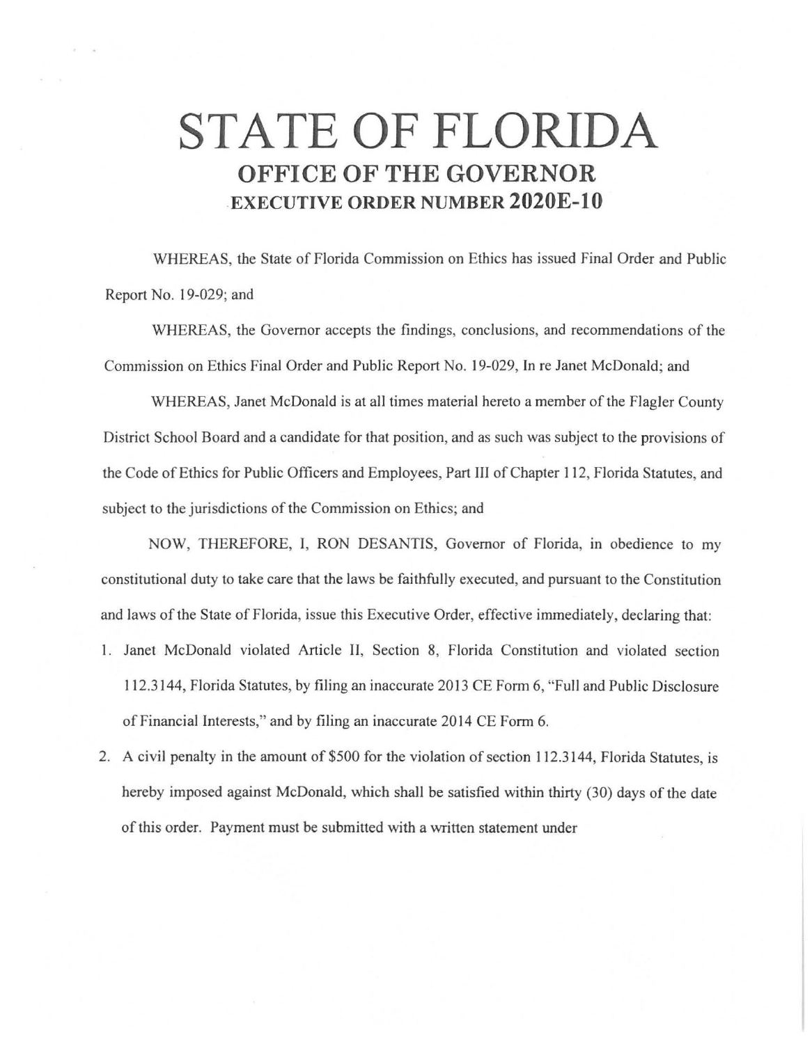# STATE OF FLORIDA

## OFFICE OF THE GOVERNOR

### EXECUTIVE ORDER NUMBER 2020E-10

WHEREAS, the State of Florida Commission on Ethics has issued Final Order and Public Report No. 19-029; and

WHEREAS, the Governor accepts the findings, conclusions, and recommendations of the Commission on Ethics Final Order and Public Report No. 19-029, In re Janet McDonald; and

WHEREAS, Janet McDonald is at all times material hereto a member of the Flagler County District School Board and a candidate for that position, and as such was subject to the provisions of the Code of Ethics for Public Officers and Employees, Part III of Chapter 112, Florida Statutes, and subject to the jurisdictions of the Commission on Ethics; and

NOW, THEREFORE, I, RON DESANTIS, Governor of Florida, in obedience to my constitutional duty to take care that the laws be faithfully executed, and pursuant to the Constitution and laws of the State of Florida, issue this Executive Order, effective immediately, declaring that:

1. Janet McDonald violated Article II, Section 8, Florida Constitution and violated section 112.3144, Florida Statutes, by filing an inaccurate 2013 CE Form 6, "Full and Public Disclosure of Financial Interests," and by filing an inaccurate 2014 CE Form 6.
2. A civil penalty in the amount of $500 for the violation of section 112.3144, Florida Statutes, is hereby imposed against McDonald, which shall be satisfied within thirty (30) days of the date of this order. Payment must be submitted with a written statement under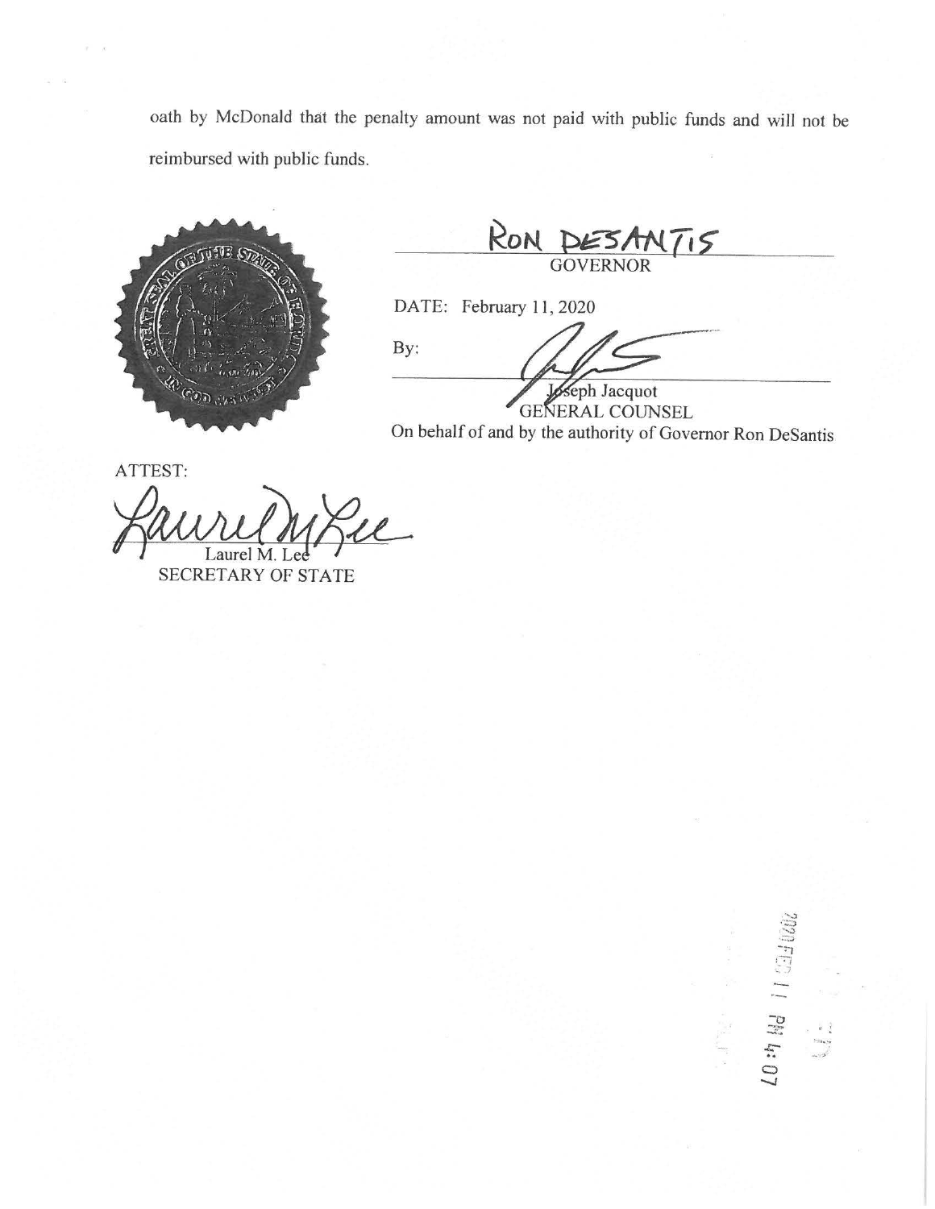oath by McDonald that the penalty amount was not paid with public funds and will not be reimbursed with public funds.

RON DESANTIS
GOVERNOR

DATE: February 11, 2020

By:

Joseph Jacquot
GENERAL COUNSEL
On behalf of and by the authority of Governor Ron DeSantis

ATTEST:

Laurel M. Lee
SECRETARY OF STATE

2020 FEB 11 PM 4:07